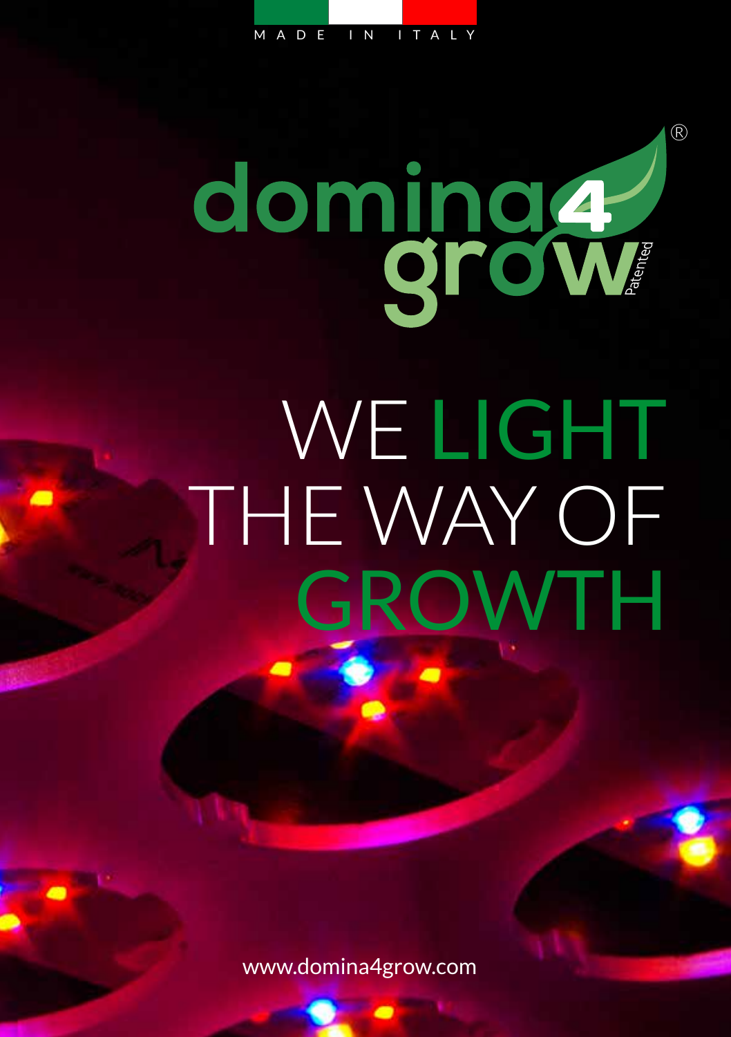MADE IN ITALY

domina4grow®

Patented

# WE LIGHT THE WAY OF GROWTH

www.domina4grow.com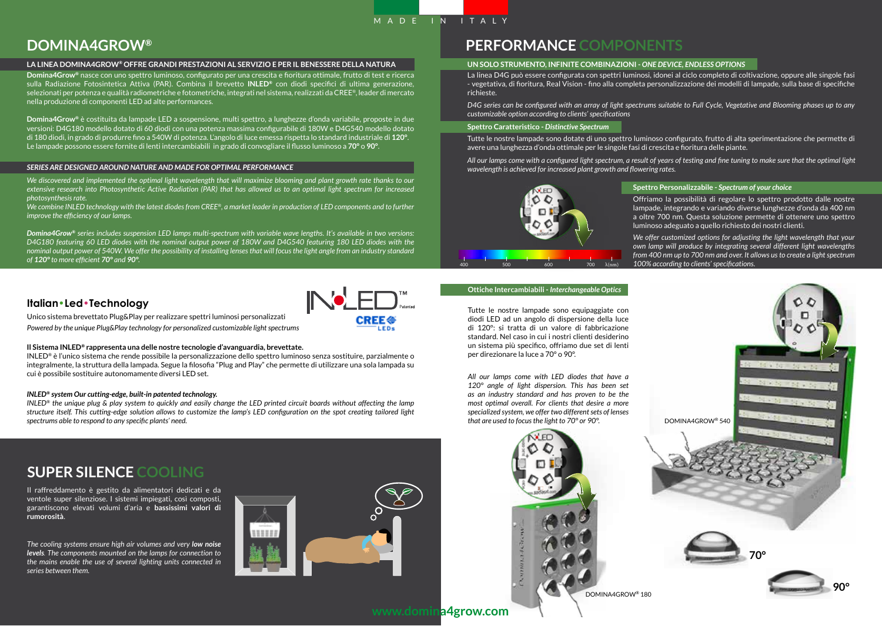MADE IN ITALY

# DOMINA4GROW®

## LA LINEA DOMINA4GROW® OFFRE GRANDI PRESTAZIONI AL SERVIZIO E PER IL BENESSERE DELLA NATURA

**Domina4Grow®** nasce con uno spettro luminoso, configurato per una crescita e fioritura ottimale, frutto di test e ricerca sulla Radiazione Fotosintetica Attiva (PAR). Combina il brevetto **INLED®** con diodi specifici di ultima generazione, selezionati per potenza e qualità radiometriche e fotometriche, integrati nel sistema, realizzati da CREE®, leader di mercato nella produzione di componenti LED ad alte performances.

**Domina4Grow®** è costituita da lampade LED a sospensione, multi spettro, a lunghezze d'onda variabile, proposte in due versioni: D4G180 modello dotato di 60 diodi con una potenza massima configurabile di 180W e D4G540 modello dotato di 180 diodi, in grado di produrre fino a 540W di potenza. L'angolo di luce emessa rispetta lo standard industriale di **120°**. Le lampade possono essere fornite di lenti intercambiabili in grado di convogliare il flusso luminoso a **70°** o **90°**.

## *SERIES ARE DESIGNED AROUND NATURE AND MADE FOR OPTIMAL PERFORMANCE*

*We discovered and implemented the optimal light wavelength that will maximize blooming and plant growth rate thanks to our extensive research into Photosynthetic Active Radiation (PAR) that has allowed us to an optimal light spectrum for increased photosynthesis rate.*
*We combine INLED technology with the latest diodes from CREE®, a market leader in production of LED components and to further improve the efficiency of our lamps.*

***Domina4Grow®** series includes suspension LED lamps multi-spectrum with variable wave lengths. It's available in two versions: D4G180 featuring 60 LED diodes with the nominal output power of 180W and D4G540 featuring 180 LED diodes with the nominal output power of 540W. We offer the possibility of installing lenses that will focus the light angle from an industry standard of **120°** to more efficient **70°** and **90°**.*

### Italian • Led • Technology

INLED™ Patented
CREE LEDs

Unico sistema brevettato Plug&Play per realizzare spettri luminosi personalizzati

*Powered by the unique Plug&Play technology for personalized customizable light spectrums*

**Il Sistema INLED® rappresenta una delle nostre tecnologie d'avanguardia, brevettate.**
INLED® è l'unico sistema che rende possibile la personalizzazione dello spettro luminoso senza sostituire, parzialmente o integralmente, la struttura della lampada. Segue la filosofia "Plug and Play" che permette di utilizzare una sola lampada su cui è possibile sostituire autonomamente diversi LED set.

***INLED® system Our cutting-edge, built-in patented technology.***
*INLED® the unique plug & play system to quickly and easily change the LED printed circuit boards without affecting the lamp structure itself. This cutting-edge solution allows to customize the lamp's LED configuration on the spot creating tailored light spectrums able to respond to any specific plants' need.*

# SUPER SILENCE COOLING

Il raffreddamento è gestito da alimentatori dedicati e da ventole super silenziose. I sistemi impiegati, così composti, garantiscono elevati volumi d'aria e **bassissimi valori di rumorosità**.

*The cooling systems ensure high air volumes and very **low noise levels**. The components mounted on the lamps for connection to the mains enable the use of several lighting units connected in series between them.*

# PERFORMANCE COMPONENTS

## UN SOLO STRUMENTO, INFINITE COMBINAZIONI - *ONE DEVICE, ENDLESS OPTIONS*

La linea D4G può essere configurata con spettri luminosi, idonei al ciclo completo di coltivazione, oppure alle singole fasi - vegetativa, di fioritura, Real Vision - fino alla completa personalizzazione dei modelli di lampade, sulla base di specifiche richieste.

*D4G series can be configured with an array of light spectrums suitable to Full Cycle, Vegetative and Blooming phases up to any customizable option according to clients' specifications*

### Spettro Caratteristico - *Distinctive Spectrum*

Tutte le nostre lampade sono dotate di uno spettro luminoso configurato, frutto di alta sperimentazione che permette di avere una lunghezza d'onda ottimale per le singole fasi di crescita e fioritura delle piante.

*All our lamps come with a configured light spectrum, a result of years of testing and fine tuning to make sure that the optimal light wavelength is achieved for increased plant growth and flowering rates.*

400 500 600 700 λ(nm)

### Spettro Personalizzabile - *Spectrum of your choice*

Offriamo la possibilità di regolare lo spettro prodotto dalle nostre lampade, integrando e variando diverse lunghezze d'onda da 400 nm a oltre 700 nm. Questa soluzione permette di ottenere uno spettro luminoso adeguato a quello richiesto dei nostri clienti.

*We offer customized options for adjusting the light wavelength that your own lamp will produce by integrating several different light wavelengths from 400 nm up to 700 nm and over. It allows us to create a light spectrum 100% according to clients' specifications.*

### Ottiche Intercambiabili - *Interchangeable Optics*

Tutte le nostre lampade sono equipaggiate con diodi LED ad un angolo di dispersione della luce di 120°: si tratta di un valore di fabbricazione standard. Nel caso in cui i nostri clienti desiderino un sistema più specifico, offriamo due set di lenti per direzionare la luce a 70° o 90°.

*All our lamps come with LED diodes that have a 120° angle of light dispersion. This has been set as an industry standard and has proven to be the most optimal overall. For clients that desire a more specialized system, we offer two different sets of lenses that are used to focus the light to 70° or 90°.*

DOMINA4GROW® 540

70°

90°

DOMINA4GROW® 180

www.domina4grow.com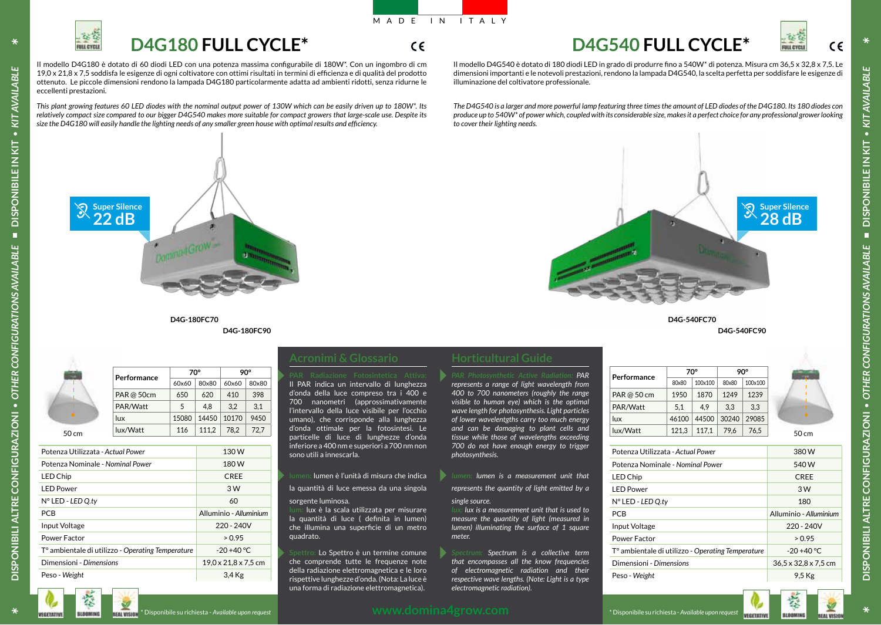MADE IN ITALY

# D4G180 FULL CYCLE*

Il modello D4G180 è dotato di 60 diodi LED con una potenza massima configurabile di 180W*. Con un ingombro di cm 19,0 x 21,8 x 7,5 soddisfa le esigenze di ogni coltivatore con ottimi risultati in termini di efficienza e di qualità del prodotto ottenuto. Le piccole dimensioni rendono la lampada D4G180 particolarmente adatta ad ambienti ridotti, senza ridurne le eccellenti prestazioni.

*This plant growing features 60 LED diodes with the nominal output power of 130W which can be easily driven up to 180W*. Its relatively compact size compared to our bigger D4G540 makes more suitable for compact growers that large-scale use. Despite its size the D4G180 will easily handle the lighting needs of any smaller green house with optimal results and efficiency.*

Super Silence 22 dB

D4G-180FC70

D4G-180FC90

| Performance | 70° | | 90° | |
|---|---|---|---|---|
| | 60x60 | 80x80 | 60x60 | 80x80 |
| PAR @ 50cm | 650 | 620 | 410 | 398 |
| PAR/Watt | 5 | 4,8 | 3,2 | 3,1 |
| lux | 15080 | 14450 | 10170 | 9450 |
| lux/Watt | 116 | 111,2 | 78,2 | 72,7 |

50 cm

| | |
|---|---|
| Potenza Utilizzata - *Actual Power* | 130 W |
| Potenza Nominale - *Nominal Power* | 180 W |
| LED Chip | CREE |
| LED Power | 3 W |
| N° LED - *LED Q.ty* | 60 |
| PCB | Alluminio - *Alluminium* |
| Input Voltage | 220 - 240V |
| Power Factor | > 0.95 |
| T° ambientale di utilizzo - *Operating Temperature* | -20 +40 °C |
| Dimensioni - *Dimensions* | 19,0 x 21,8 x 7,5 cm |
| Peso - *Weight* | 3,4 Kg |

* Disponibile su richiesta - *Available upon request*

## Acronimi & Glossario

PAR Radiazione Fotosintetica Attiva: Il PAR indica un intervallo di lunghezza d'onda della luce compreso tra i 400 e 700 nanometri (approssimativamente l'intervallo della luce visibile per l'occhio umano), che corrisponde alla lunghezza d'onda ottimale per la fotosintesi. Le particelle di luce di lunghezze d'onda inferiore a 400 nm e superiori a 700 nm non sono utili a innescarla.

lumen: lumen è l'unità di misura che indica la quantità di luce emessa da una singola sorgente luminosa.

lux: lux è la scala utilizzata per misurare la quantità di luce ( definita in lumen) che illumina una superficie di un metro quadrato.

Spettro: Lo Spettro è un termine comune che comprende tutte le frequenze note della radiazione elettromagnetica e le loro rispettive lunghezze d'onda. (Nota: La luce è una forma di radiazione elettromagnetica).

## Horticultural Guide

*PAR Photosynthetic Active Radiation: PAR represents a range of light wavelength from 400 to 700 nanometers (roughly the range visible to human eye) which is the optimal wave length for photosynthesis. Light particles of lower wavelentgths carry too much energy and can be damaging to plant cells and tissue while those of wavelengths exceeding 700 do not have enough energy to trigger photosynthesis.*

*lumen: lumen is a measurement unit that represents the quantity of light emitted by a single source.*

*lux: lux is a measurement unit that is used to measure the quantity of light (measured in lumen) illuminating the surface of 1 square meter.*

*Spectrum: Spectrum is a collective term that encompasses all the know frequencies of electromagnetic radiation and their respective wave lengths. (Note: Light is a type of electromagnetic radiation).*

www.domina4grow.com

# D4G540 FULL CYCLE*

Il modello D4G540 è dotato di 180 diodi LED in grado di produrre fino a 540W* di potenza. Misura cm 36,5 x 32,8 x 7,5. Le dimensioni importanti e le notevoli prestazioni, rendono la lampada D4G540, la scelta perfetta per soddisfare le esigenze di illuminazione del coltivatore professionale.

*The D4G540 is a larger and more powerful lamp featuring three times the amount of LED diodes of the D4G180. Its 180 diodes con produce up to 540W* of power which, coupled with its considerable size, makes it a perfect choice for any professional grower looking to cover their lighting needs.*

Super Silence 28 dB

D4G-540FC70

D4G-540FC90

| Performance | 70° | | 90° | |
|---|---|---|---|---|
| | 80x80 | 100x100 | 80x80 | 100x100 |
| PAR @ 50 cm | 1950 | 1870 | 1249 | 1239 |
| PAR/Watt | 5,1 | 4,9 | 3,3 | 3,3 |
| lux | 46100 | 44500 | 30240 | 29085 |
| lux/Watt | 121,3 | 117,1 | 79,6 | 76,5 |

50 cm

| | |
|---|---|
| Potenza Utilizzata - *Actual Power* | 380 W |
| Potenza Nominale - *Nominal Power* | 540 W |
| LED Chip | CREE |
| LED Power | 3 W |
| N° LED - *LED Q.ty* | 180 |
| PCB | Alluminio - *Alluminium* |
| Input Voltage | 220 - 240V |
| Power Factor | > 0.95 |
| T° ambientale di utilizzo - *Operating Temperature* | -20 +40 °C |
| Dimensioni - *Dimensions* | 36,5 x 32,8 x 7,5 cm |
| Peso - *Weight* | 9,5 Kg |

* Disponibile su richiesta - *Available upon request*

DISPONIBILI ALTRE CONFIGURAZIONI • *OTHER CONFIGURATIONS AVAILABLE* ■ DISPONIBILE IN KIT • *KIT AVAILABLE*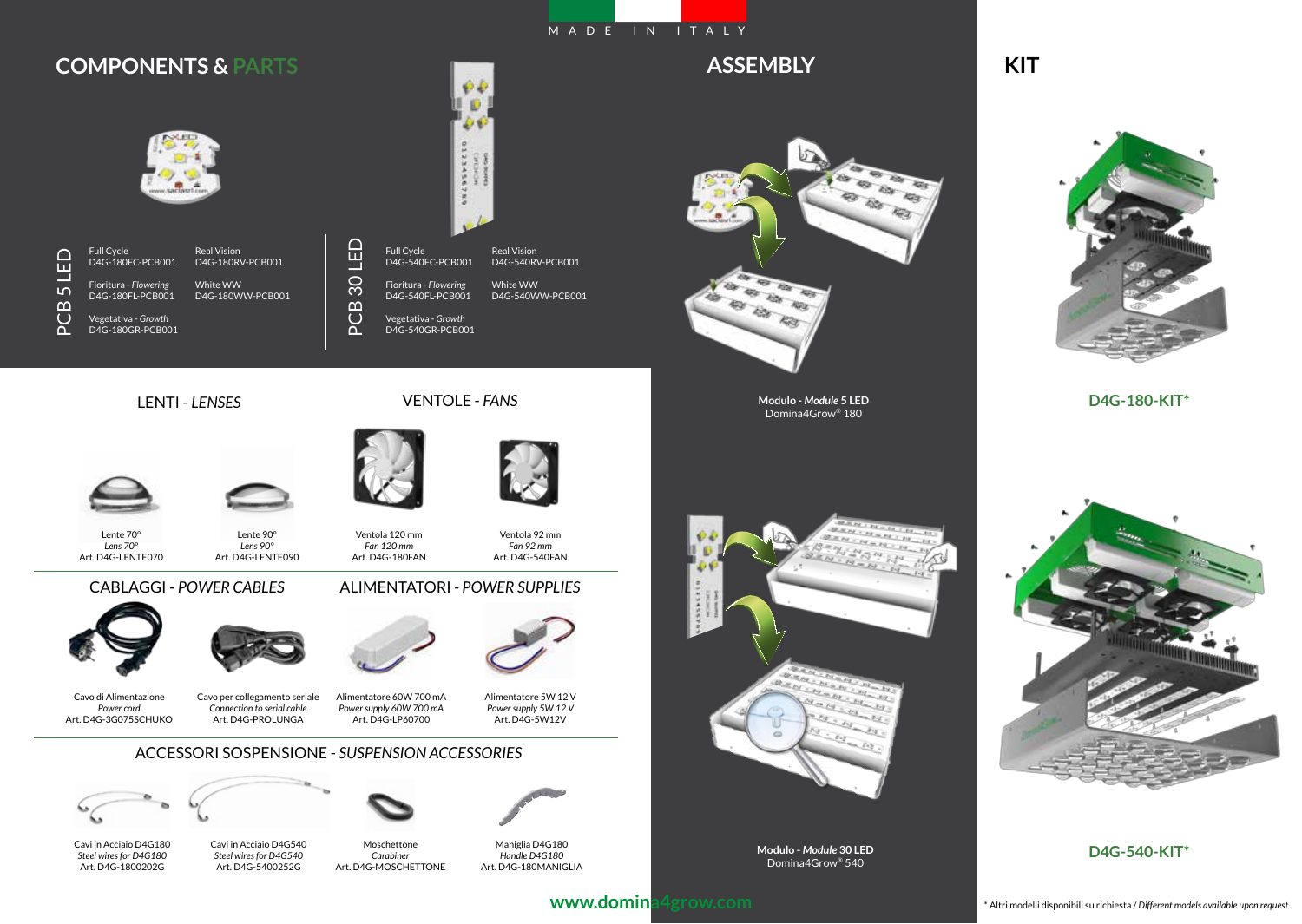MADE IN ITALY

## COMPONENTS & PARTS

### PCB 5 LED

Full Cycle
D4G-180FC-PCB001

Real Vision
D4G-180RV-PCB001

Fioritura - *Flowering*
D4G-180FL-PCB001

White WW
D4G-180WW-PCB001

Vegetativa - *Growth*
D4G-180GR-PCB001

### PCB 30 LED

Full Cycle
D4G-540FC-PCB001

Real Vision
D4G-540RV-PCB001

Fioritura - *Flowering*
D4G-540FL-PCB001

White WW
D4G-540WW-PCB001

Vegetativa - *Growth*
D4G-540GR-PCB001

### LENTI - *LENSES*

Lente 70°
*Lens 70°*
Art. D4G-LENTE070

Lente 90°
*Lens 90°*
Art. D4G-LENTE090

### VENTOLE - *FANS*

Ventola 120 mm
*Fan 120 mm*
Art. D4G-180FAN

Ventola 92 mm
*Fan 92 mm*
Art. D4G-540FAN

### CABLAGGI - *POWER CABLES*

Cavo di Alimentazione
*Power cord*
Art. D4G-3G075SCHUKO

Cavo per collegamento seriale
*Connection to serial cable*
Art. D4G-PROLUNGA

### ALIMENTATORI - *POWER SUPPLIES*

Alimentatore 60W 700 mA
*Power supply 60W 700 mA*
Art. D4G-LP60700

Alimentatore 5W 12 V
*Power supply 5W 12 V*
Art. D4G-5W12V

### ACCESSORI SOSPENSIONE - *SUSPENSION ACCESSORIES*

Cavi in Acciaio D4G180
*Steel wires for D4G180*
Art. D4G-1800202G

Cavi in Acciaio D4G540
*Steel wires for D4G540*
Art. D4G-5400252G

Moschettone
*Carabiner*
Art. D4G-MOSCHETTONE

Maniglia D4G180
*Handle D4G180*
Art. D4G-180MANIGLIA

## ASSEMBLY

**Modulo - *Module* 5 LED**
Domina4Grow® 180

**Modulo - *Module* 30 LED**
Domina4Grow® 540

## KIT

**D4G-180-KIT***

**D4G-540-KIT***

www.domina4grow.com

* Altri modelli disponibili su richiesta / *Different models available upon request*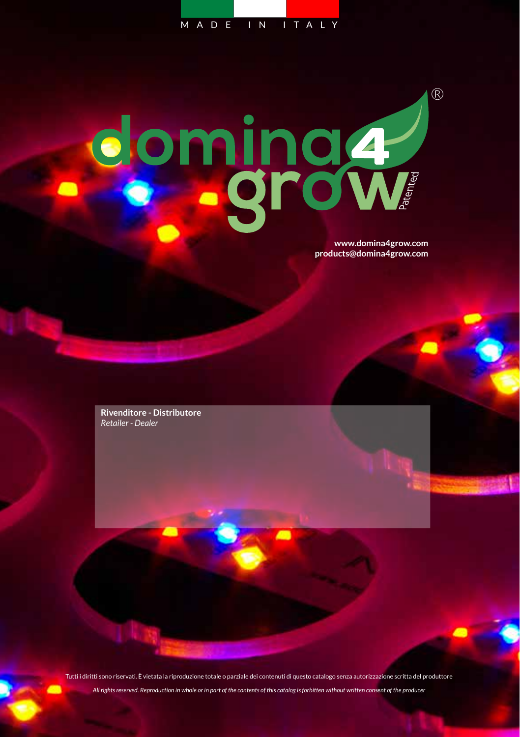MADE IN ITALY

domina4grow®

Patented

**www.domina4grow.com**
**products@domina4grow.com**

**Rivenditore - Distributore**
*Retailer - Dealer*

Tutti i diritti sono riservati. È vietata la riproduzione totale o parziale dei contenuti di questo catalogo senza autorizzazione scritta del produttore

*All rights reserved. Reproduction in whole or in part of the contents of this catalog is forbitten without written consent of the producer*